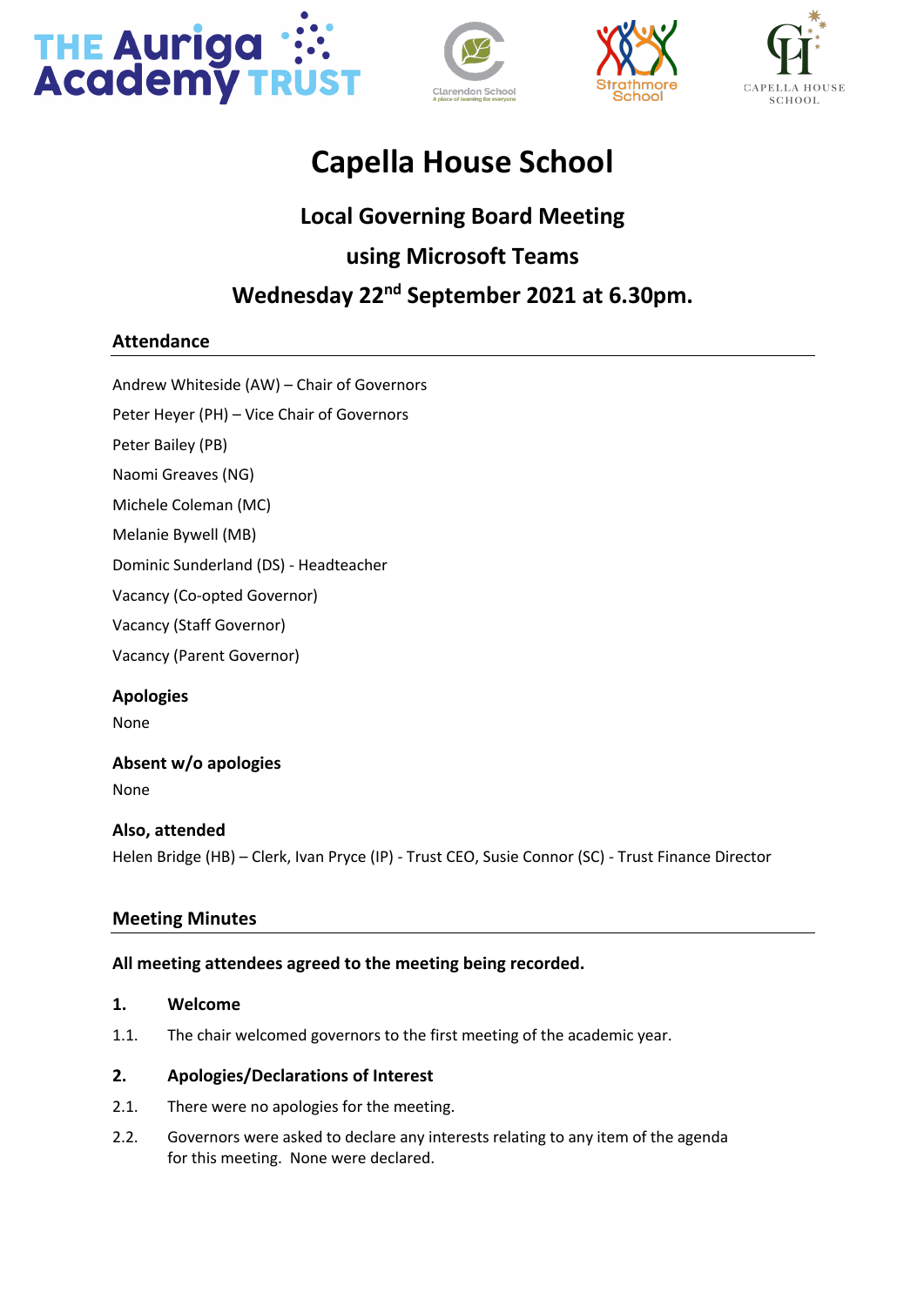# Capella House School

## Local Governing Board Meeting

## using Microsoft Teams

## Wednesday 22nd September 2021 at 6.30pm.

### Attendance

Andrew Whiteside (AW) – Chair of Governors

Peter Heyer (PH) – Vice Chair of Governors

Peter Bailey (PB)

Naomi Greaves (NG)

Michele Coleman (MC)

Melanie Bywell (MB)

Dominic Sunderland (DS) - Headteacher

Vacancy (Co-opted Governor)

Vacancy (Staff Governor)

Vacancy (Parent Governor)

### Apologies

None

### Absent w/o apologies

None

### Also, attended

Helen Bridge (HB) – Clerk, Ivan Pryce (IP) - Trust CEO, Susie Connor (SC) - Trust Finance Director

### Meeting Minutes

**All meeting attendees agreed to the meeting being recorded.**

**1. Welcome**

1.1. The chair welcomed governors to the first meeting of the academic year.

**2. Apologies/Declarations of Interest**

2.1. There were no apologies for the meeting.

2.2. Governors were asked to declare any interests relating to any item of the agenda for this meeting. None were declared.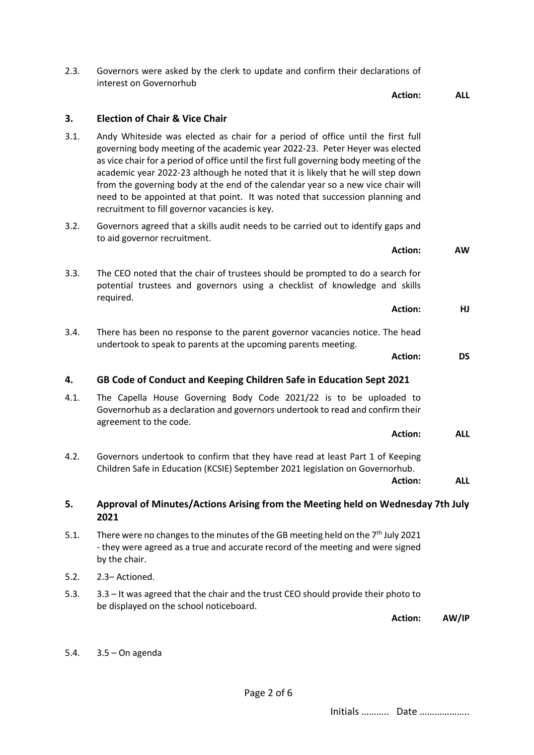2.3. Governors were asked by the clerk to update and confirm their declarations of interest on Governorhub

**Action: ALL**

## 3. Election of Chair & Vice Chair

3.1. Andy Whiteside was elected as chair for a period of office until the first full governing body meeting of the academic year 2022-23. Peter Heyer was elected as vice chair for a period of office until the first full governing body meeting of the academic year 2022-23 although he noted that it is likely that he will step down from the governing body at the end of the calendar year so a new vice chair will need to be appointed at that point. It was noted that succession planning and recruitment to fill governor vacancies is key.

3.2. Governors agreed that a skills audit needs to be carried out to identify gaps and to aid governor recruitment.

**Action: AW**

3.3. The CEO noted that the chair of trustees should be prompted to do a search for potential trustees and governors using a checklist of knowledge and skills required.

**Action: HJ**

3.4. There has been no response to the parent governor vacancies notice. The head undertook to speak to parents at the upcoming parents meeting.

**Action: DS**

## 4. GB Code of Conduct and Keeping Children Safe in Education Sept 2021

4.1. The Capella House Governing Body Code 2021/22 is to be uploaded to Governorhub as a declaration and governors undertook to read and confirm their agreement to the code.

**Action: ALL**

4.2. Governors undertook to confirm that they have read at least Part 1 of Keeping Children Safe in Education (KCSIE) September 2021 legislation on Governorhub.

**Action: ALL**

## 5. Approval of Minutes/Actions Arising from the Meeting held on Wednesday 7th July 2021

5.1. There were no changes to the minutes of the GB meeting held on the 7th July 2021 - they were agreed as a true and accurate record of the meeting and were signed by the chair.

5.2. 2.3– Actioned.

5.3. 3.3 – It was agreed that the chair and the trust CEO should provide their photo to be displayed on the school noticeboard.

**Action: AW/IP**

5.4. 3.5 – On agenda

Initials ……….. Date ………………..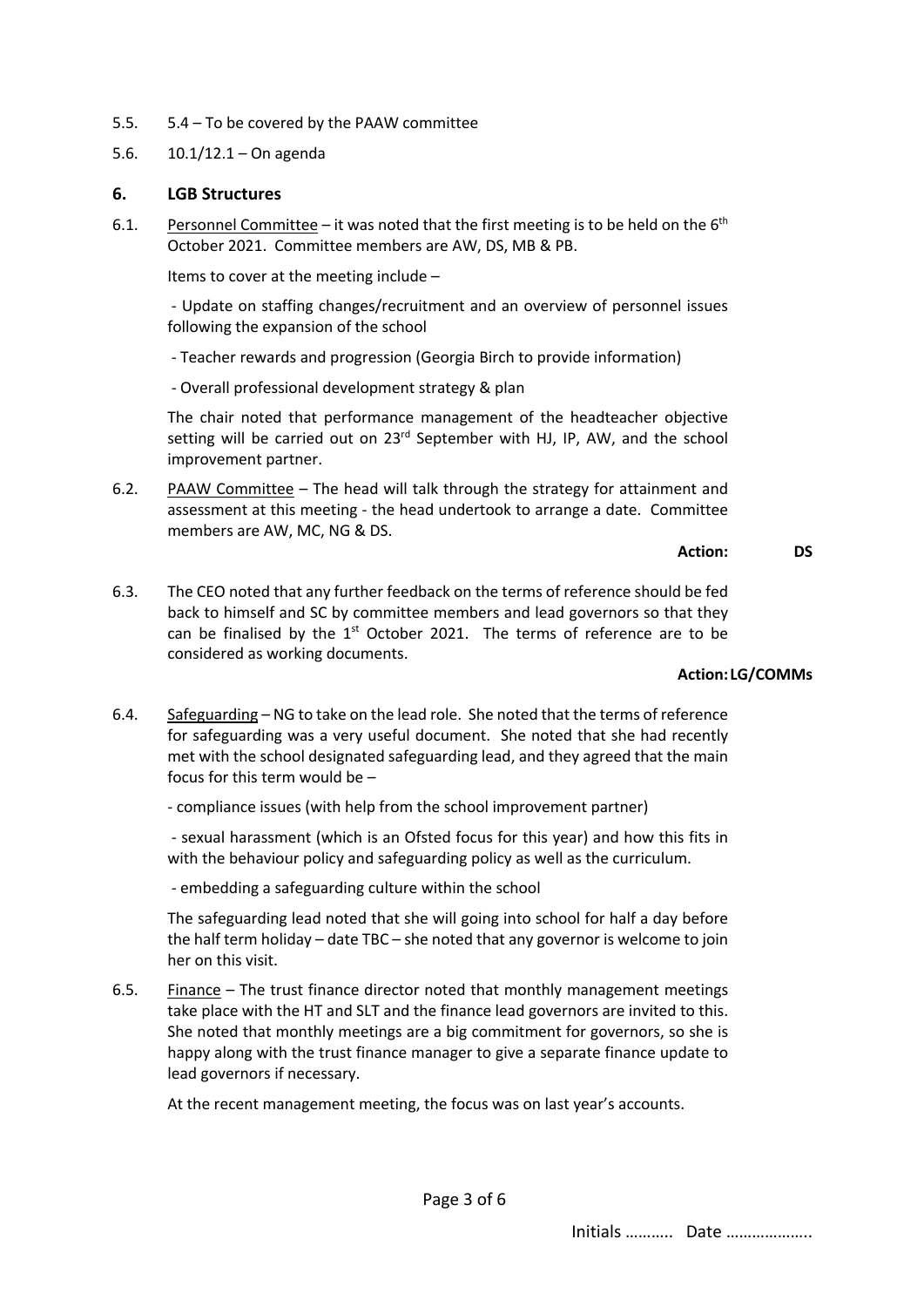5.5. 5.4 – To be covered by the PAAW committee

5.6. 10.1/12.1 – On agenda

## 6. LGB Structures

6.1. Personnel Committee – it was noted that the first meeting is to be held on the 6th October 2021. Committee members are AW, DS, MB & PB.

Items to cover at the meeting include –

- Update on staffing changes/recruitment and an overview of personnel issues following the expansion of the school
- Teacher rewards and progression (Georgia Birch to provide information)
- Overall professional development strategy & plan

The chair noted that performance management of the headteacher objective setting will be carried out on 23rd September with HJ, IP, AW, and the school improvement partner.

6.2. PAAW Committee – The head will talk through the strategy for attainment and assessment at this meeting - the head undertook to arrange a date. Committee members are AW, MC, NG & DS.

**Action: DS**

6.3. The CEO noted that any further feedback on the terms of reference should be fed back to himself and SC by committee members and lead governors so that they can be finalised by the 1st October 2021. The terms of reference are to be considered as working documents.

**Action: LG/COMMs**

6.4. Safeguarding – NG to take on the lead role. She noted that the terms of reference for safeguarding was a very useful document. She noted that she had recently met with the school designated safeguarding lead, and they agreed that the main focus for this term would be –

- compliance issues (with help from the school improvement partner)
- sexual harassment (which is an Ofsted focus for this year) and how this fits in with the behaviour policy and safeguarding policy as well as the curriculum.
- embedding a safeguarding culture within the school

The safeguarding lead noted that she will going into school for half a day before the half term holiday – date TBC – she noted that any governor is welcome to join her on this visit.

6.5. Finance – The trust finance director noted that monthly management meetings take place with the HT and SLT and the finance lead governors are invited to this. She noted that monthly meetings are a big commitment for governors, so she is happy along with the trust finance manager to give a separate finance update to lead governors if necessary.

At the recent management meeting, the focus was on last year's accounts.

Initials ……….. Date ……………….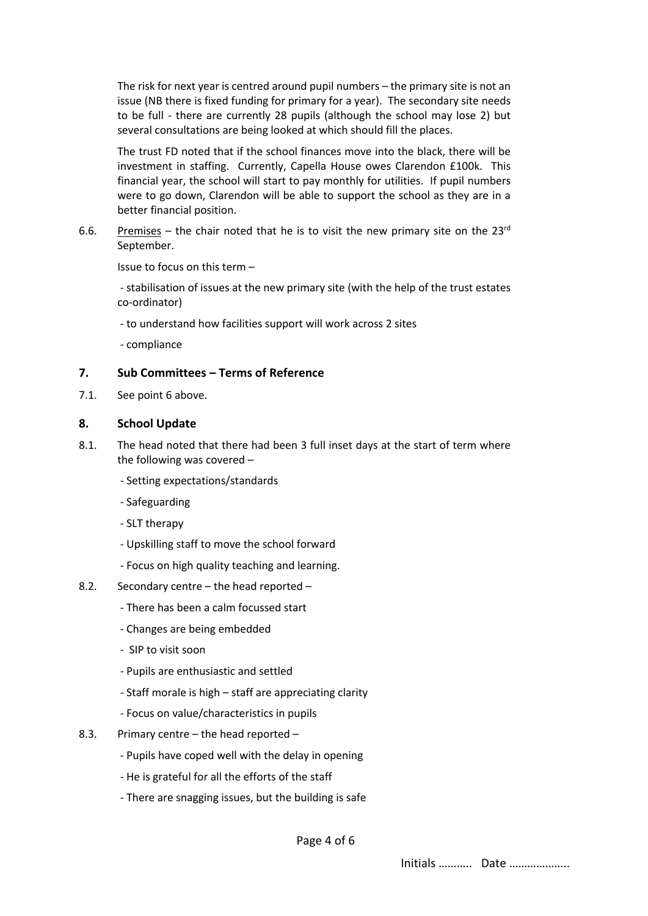The risk for next year is centred around pupil numbers – the primary site is not an issue (NB there is fixed funding for primary for a year). The secondary site needs to be full - there are currently 28 pupils (although the school may lose 2) but several consultations are being looked at which should fill the places.

The trust FD noted that if the school finances move into the black, there will be investment in staffing. Currently, Capella House owes Clarendon £100k. This financial year, the school will start to pay monthly for utilities. If pupil numbers were to go down, Clarendon will be able to support the school as they are in a better financial position.

6.6. Premises – the chair noted that he is to visit the new primary site on the 23rd September.

Issue to focus on this term –

- stabilisation of issues at the new primary site (with the help of the trust estates co-ordinator)
- to understand how facilities support will work across 2 sites
- compliance

## 7. Sub Committees – Terms of Reference

7.1. See point 6 above.

## 8. School Update

8.1. The head noted that there had been 3 full inset days at the start of term where the following was covered –

- Setting expectations/standards
- Safeguarding
- SLT therapy
- Upskilling staff to move the school forward
- Focus on high quality teaching and learning.

8.2. Secondary centre – the head reported –

- There has been a calm focussed start
- Changes are being embedded
- SIP to visit soon
- Pupils are enthusiastic and settled
- Staff morale is high – staff are appreciating clarity
- Focus on value/characteristics in pupils

8.3. Primary centre – the head reported –

- Pupils have coped well with the delay in opening
- He is grateful for all the efforts of the staff
- There are snagging issues, but the building is safe

Initials ……….. Date ………………..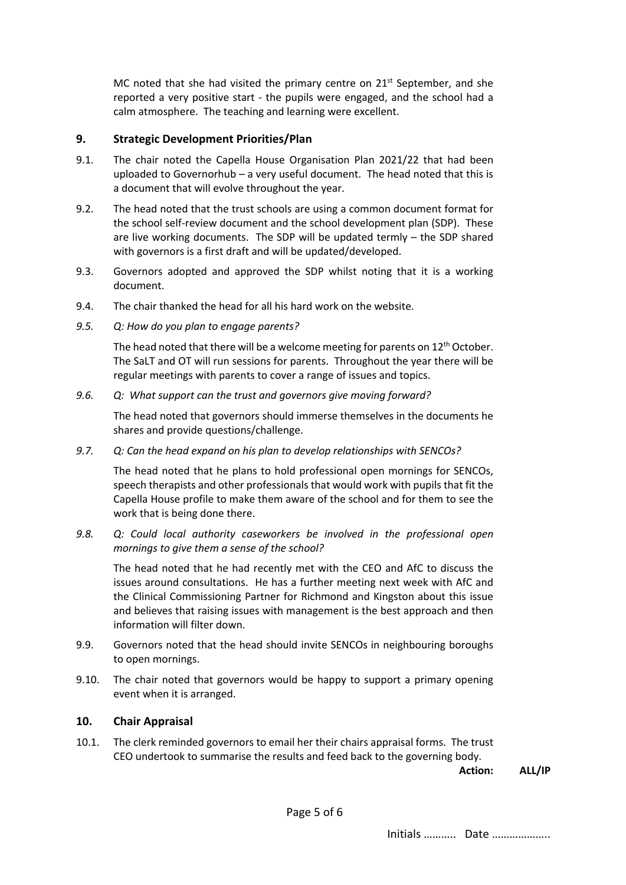MC noted that she had visited the primary centre on 21st September, and she reported a very positive start - the pupils were engaged, and the school had a calm atmosphere. The teaching and learning were excellent.

## 9. Strategic Development Priorities/Plan

9.1. The chair noted the Capella House Organisation Plan 2021/22 that had been uploaded to Governorhub – a very useful document. The head noted that this is a document that will evolve throughout the year.

9.2. The head noted that the trust schools are using a common document format for the school self-review document and the school development plan (SDP). These are live working documents. The SDP will be updated termly – the SDP shared with governors is a first draft and will be updated/developed.

9.3. Governors adopted and approved the SDP whilst noting that it is a working document.

9.4. The chair thanked the head for all his hard work on the website.

*9.5. Q: How do you plan to engage parents?*

The head noted that there will be a welcome meeting for parents on 12th October. The SaLT and OT will run sessions for parents. Throughout the year there will be regular meetings with parents to cover a range of issues and topics.

*9.6. Q: What support can the trust and governors give moving forward?*

The head noted that governors should immerse themselves in the documents he shares and provide questions/challenge.

*9.7. Q: Can the head expand on his plan to develop relationships with SENCOs?*

The head noted that he plans to hold professional open mornings for SENCOs, speech therapists and other professionals that would work with pupils that fit the Capella House profile to make them aware of the school and for them to see the work that is being done there.

*9.8. Q: Could local authority caseworkers be involved in the professional open mornings to give them a sense of the school?*

The head noted that he had recently met with the CEO and AfC to discuss the issues around consultations. He has a further meeting next week with AfC and the Clinical Commissioning Partner for Richmond and Kingston about this issue and believes that raising issues with management is the best approach and then information will filter down.

9.9. Governors noted that the head should invite SENCOs in neighbouring boroughs to open mornings.

9.10. The chair noted that governors would be happy to support a primary opening event when it is arranged.

## 10. Chair Appraisal

10.1. The clerk reminded governors to email her their chairs appraisal forms. The trust CEO undertook to summarise the results and feed back to the governing body.

**Action: ALL/IP**

Initials ……….. Date ……………….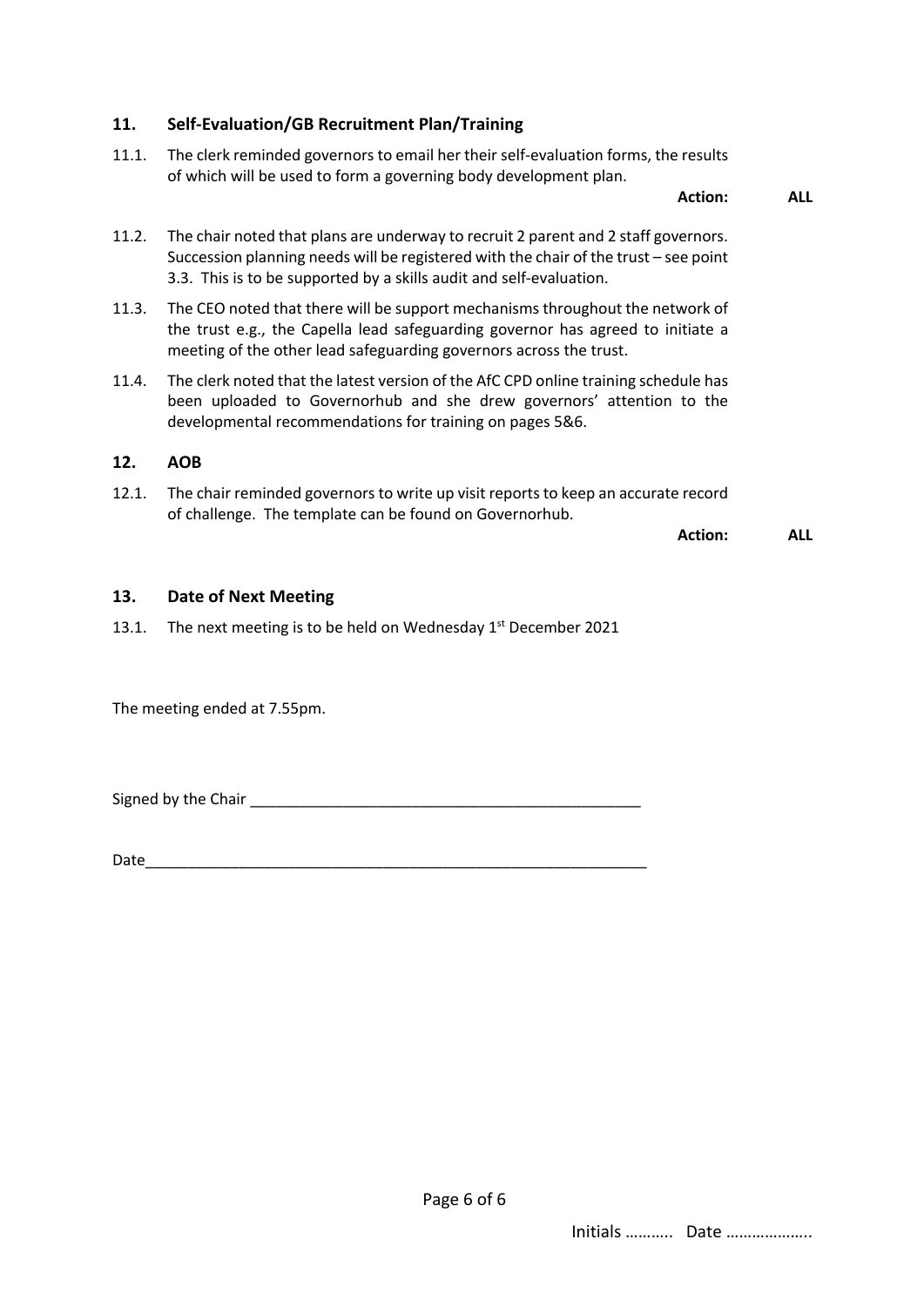## 11. Self-Evaluation/GB Recruitment Plan/Training

11.1. The clerk reminded governors to email her their self-evaluation forms, the results of which will be used to form a governing body development plan.

**Action: ALL**

11.2. The chair noted that plans are underway to recruit 2 parent and 2 staff governors. Succession planning needs will be registered with the chair of the trust – see point 3.3. This is to be supported by a skills audit and self-evaluation.

11.3. The CEO noted that there will be support mechanisms throughout the network of the trust e.g., the Capella lead safeguarding governor has agreed to initiate a meeting of the other lead safeguarding governors across the trust.

11.4. The clerk noted that the latest version of the AfC CPD online training schedule has been uploaded to Governorhub and she drew governors' attention to the developmental recommendations for training on pages 5&6.

## 12. AOB

12.1. The chair reminded governors to write up visit reports to keep an accurate record of challenge. The template can be found on Governorhub.

**Action: ALL**

## 13. Date of Next Meeting

13.1. The next meeting is to be held on Wednesday 1st December 2021

The meeting ended at 7.55pm.

Signed by the Chair _______________________________________________

Date____________________________________________________________

Initials ……….. Date ………………..